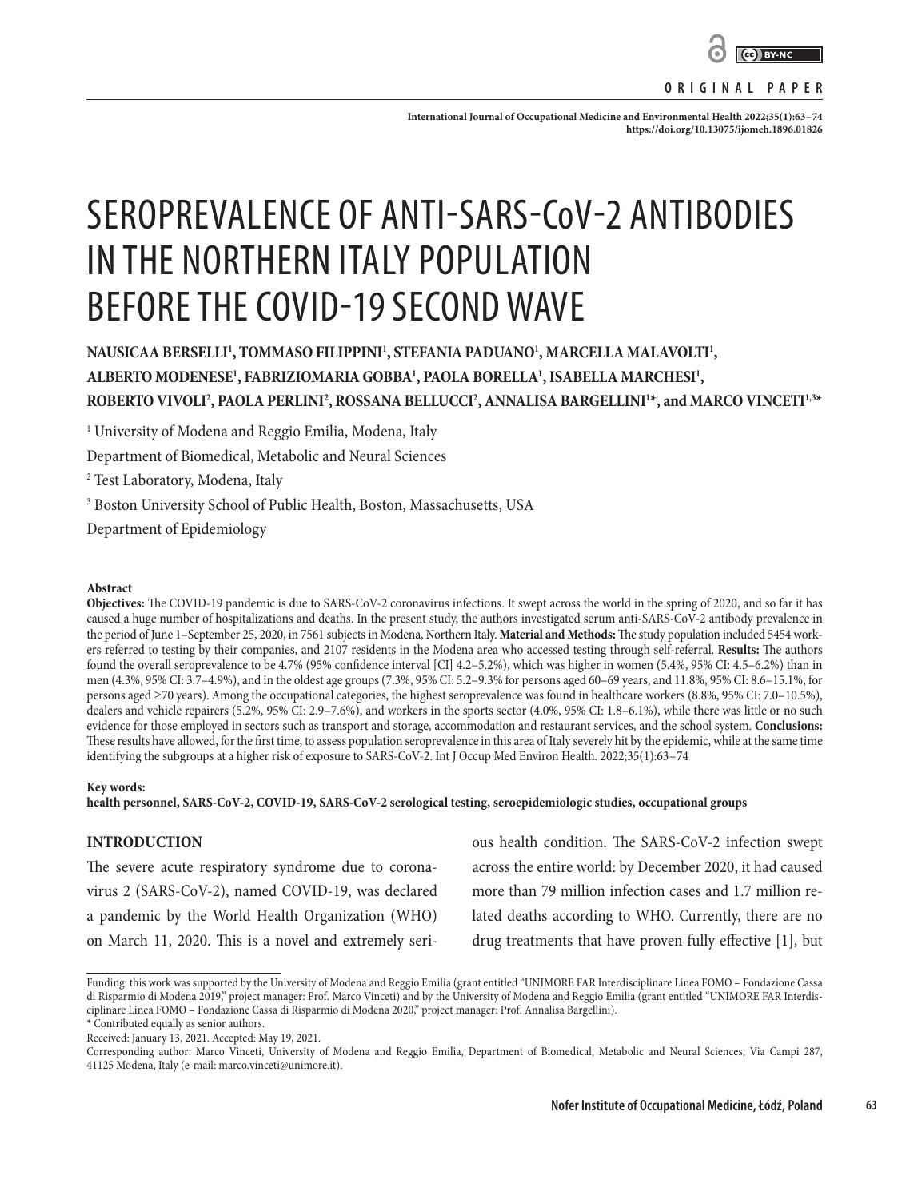ORIGINAL PAPER

# SEROPREVALENCE OF ANTI-SARS-CoV-2 ANTIBODIES IN THE NORTHERN ITALY POPULATION BEFORE THE COVID-19 SECOND WAVE

**NAUSICAA BERSELLI[1], TOMMASO FILIPPINI[1], STEFANIA PADUANO[1], MARCELLA MALAVOLTI[1], ALBERTO MODENESE[1], FABRIZIOMARIA GOBBA[1], PAOLA BORELLA[1], ISABELLA MARCHESI[1], ROBERTO VIVOLI[2], PAOLA PERLINI[2], ROSSANA BELLUCCI[2], ANNALISA BARGELLINI[1]\*, and MARCO VINCETI[1,3]\***

[1] University of Modena and Reggio Emilia, Modena, Italy
Department of Biomedical, Metabolic and Neural Sciences

[2] Test Laboratory, Modena, Italy

[3] Boston University School of Public Health, Boston, Massachusetts, USA
Department of Epidemiology

### Abstract

**Objectives:** The COVID-19 pandemic is due to SARS-CoV-2 coronavirus infections. It swept across the world in the spring of 2020, and so far it has caused a huge number of hospitalizations and deaths. In the present study, the authors investigated serum anti-SARS-CoV-2 antibody prevalence in the period of June 1–September 25, 2020, in 7561 subjects in Modena, Northern Italy. **Material and Methods:** The study population included 5454 workers referred to testing by their companies, and 2107 residents in the Modena area who accessed testing through self-referral. **Results:** The authors found the overall seroprevalence to be 4.7% (95% confidence interval [CI] 4.2–5.2%), which was higher in women (5.4%, 95% CI: 4.5–6.2%) than in men (4.3%, 95% CI: 3.7–4.9%), and in the oldest age groups (7.3%, 95% CI: 5.2–9.3% for persons aged 60–69 years, and 11.8%, 95% CI: 8.6–15.1%, for persons aged ≥70 years). Among the occupational categories, the highest seroprevalence was found in healthcare workers (8.8%, 95% CI: 7.0–10.5%), dealers and vehicle repairers (5.2%, 95% CI: 2.9–7.6%), and workers in the sports sector (4.0%, 95% CI: 1.8–6.1%), while there was little or no such evidence for those employed in sectors such as transport and storage, accommodation and restaurant services, and the school system. **Conclusions:** These results have allowed, for the first time, to assess population seroprevalence in this area of Italy severely hit by the epidemic, while at the same time identifying the subgroups at a higher risk of exposure to SARS-CoV-2. Int J Occup Med Environ Health. 2022;35(1):63–74

**Key words:**
**health personnel, SARS-CoV-2, COVID-19, SARS-CoV-2 serological testing, seroepidemiologic studies, occupational groups**

## INTRODUCTION

The severe acute respiratory syndrome due to coronavirus 2 (SARS-CoV-2), named COVID-19, was declared a pandemic by the World Health Organization (WHO) on March 11, 2020. This is a novel and extremely serious health condition. The SARS-CoV-2 infection swept across the entire world: by December 2020, it had caused more than 79 million infection cases and 1.7 million related deaths according to WHO. Currently, there are no drug treatments that have proven fully effective [1], but

Funding: this work was supported by the University of Modena and Reggio Emilia (grant entitled "UNIMORE FAR Interdisciplinare Linea FOMO – Fondazione Cassa di Risparmio di Modena 2019," project manager: Prof. Marco Vinceti) and by the University of Modena and Reggio Emilia (grant entitled "UNIMORE FAR Interdisciplinare Linea FOMO – Fondazione Cassa di Risparmio di Modena 2020," project manager: Prof. Annalisa Bargellini).
\* Contributed equally as senior authors.
Received: January 13, 2021. Accepted: May 19, 2021.
Corresponding author: Marco Vinceti, University of Modena and Reggio Emilia, Department of Biomedical, Metabolic and Neural Sciences, Via Campi 287, 41125 Modena, Italy (e-mail: marco.vinceti@unimore.it).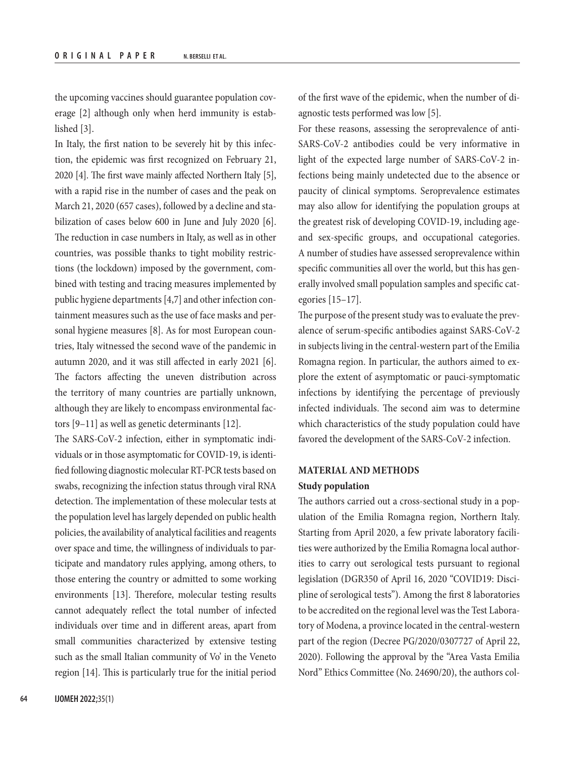the upcoming vaccines should guarantee population coverage [2] although only when herd immunity is established [3].

In Italy, the first nation to be severely hit by this infection, the epidemic was first recognized on February 21, 2020 [4]. The first wave mainly affected Northern Italy [5], with a rapid rise in the number of cases and the peak on March 21, 2020 (657 cases), followed by a decline and stabilization of cases below 600 in June and July 2020 [6]. The reduction in case numbers in Italy, as well as in other countries, was possible thanks to tight mobility restrictions (the lockdown) imposed by the government, combined with testing and tracing measures implemented by public hygiene departments [4,7] and other infection containment measures such as the use of face masks and personal hygiene measures [8]. As for most European countries, Italy witnessed the second wave of the pandemic in autumn 2020, and it was still affected in early 2021 [6]. The factors affecting the uneven distribution across the territory of many countries are partially unknown, although they are likely to encompass environmental factors [9–11] as well as genetic determinants [12].

The SARS-CoV-2 infection, either in symptomatic individuals or in those asymptomatic for COVID-19, is identified following diagnostic molecular RT-PCR tests based on swabs, recognizing the infection status through viral RNA detection. The implementation of these molecular tests at the population level has largely depended on public health policies, the availability of analytical facilities and reagents over space and time, the willingness of individuals to participate and mandatory rules applying, among others, to those entering the country or admitted to some working environments [13]. Therefore, molecular testing results cannot adequately reflect the total number of infected individuals over time and in different areas, apart from small communities characterized by extensive testing such as the small Italian community of Vo' in the Veneto region [14]. This is particularly true for the initial period of the first wave of the epidemic, when the number of diagnostic tests performed was low [5].

For these reasons, assessing the seroprevalence of anti-SARS-CoV-2 antibodies could be very informative in light of the expected large number of SARS-CoV-2 infections being mainly undetected due to the absence or paucity of clinical symptoms. Seroprevalence estimates may also allow for identifying the population groups at the greatest risk of developing COVID-19, including age- and sex-specific groups, and occupational categories. A number of studies have assessed seroprevalence within specific communities all over the world, but this has generally involved small population samples and specific categories [15–17].

The purpose of the present study was to evaluate the prevalence of serum-specific antibodies against SARS-CoV-2 in subjects living in the central-western part of the Emilia Romagna region. In particular, the authors aimed to explore the extent of asymptomatic or pauci-symptomatic infections by identifying the percentage of previously infected individuals. The second aim was to determine which characteristics of the study population could have favored the development of the SARS-CoV-2 infection.

## MATERIAL AND METHODS

### Study population

The authors carried out a cross-sectional study in a population of the Emilia Romagna region, Northern Italy. Starting from April 2020, a few private laboratory facilities were authorized by the Emilia Romagna local authorities to carry out serological tests pursuant to regional legislation (DGR350 of April 16, 2020 "COVID19: Discipline of serological tests"). Among the first 8 laboratories to be accredited on the regional level was the Test Laboratory of Modena, a province located in the central-western part of the region (Decree PG/2020/0307727 of April 22, 2020). Following the approval by the "Area Vasta Emilia Nord" Ethics Committee (No. 24690/20), the authors col-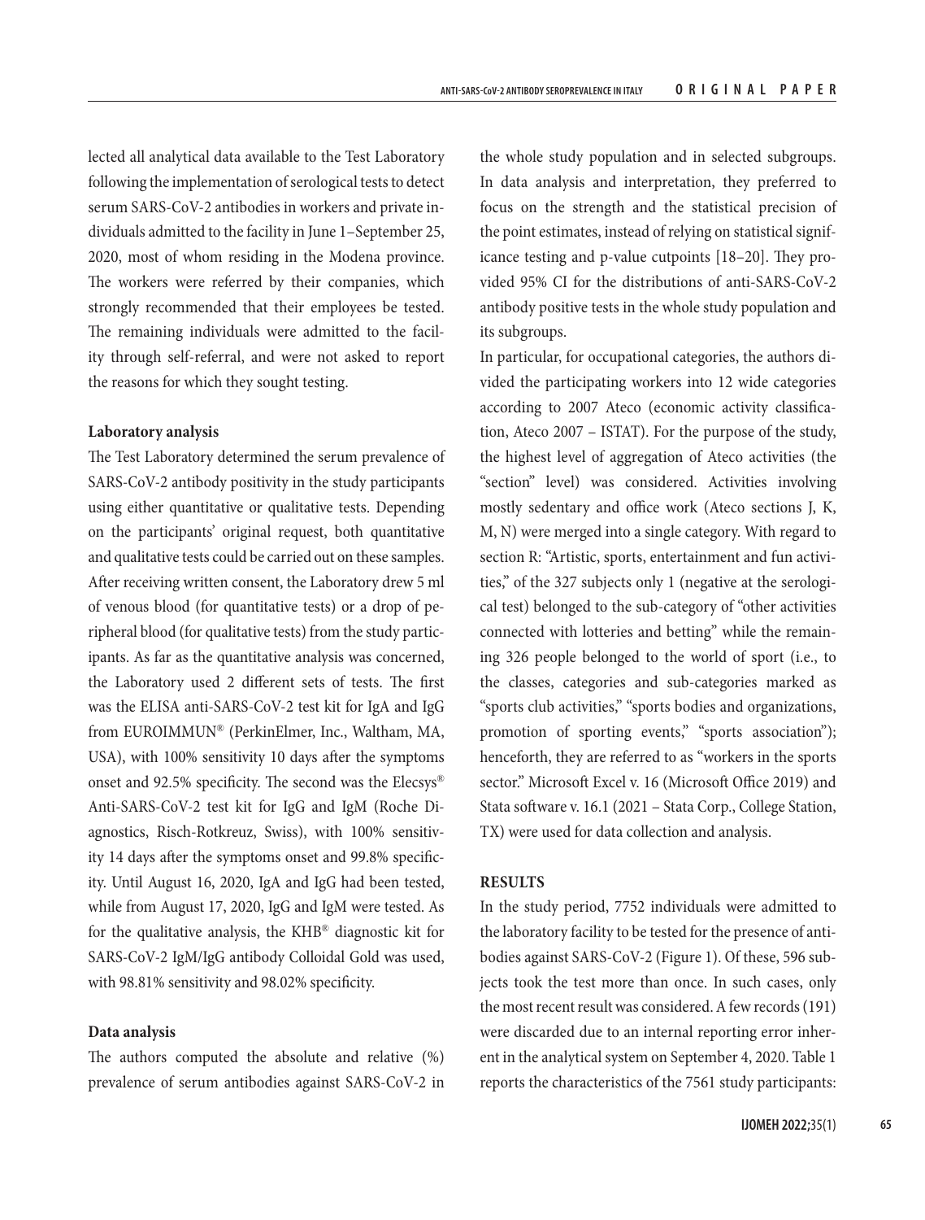lected all analytical data available to the Test Laboratory following the implementation of serological tests to detect serum SARS-CoV-2 antibodies in workers and private individuals admitted to the facility in June 1–September 25, 2020, most of whom residing in the Modena province. The workers were referred by their companies, which strongly recommended that their employees be tested. The remaining individuals were admitted to the facility through self-referral, and were not asked to report the reasons for which they sought testing.

### Laboratory analysis

The Test Laboratory determined the serum prevalence of SARS-CoV-2 antibody positivity in the study participants using either quantitative or qualitative tests. Depending on the participants' original request, both quantitative and qualitative tests could be carried out on these samples. After receiving written consent, the Laboratory drew 5 ml of venous blood (for quantitative tests) or a drop of peripheral blood (for qualitative tests) from the study participants. As far as the quantitative analysis was concerned, the Laboratory used 2 different sets of tests. The first was the ELISA anti-SARS-CoV-2 test kit for IgA and IgG from EUROIMMUN® (PerkinElmer, Inc., Waltham, MA, USA), with 100% sensitivity 10 days after the symptoms onset and 92.5% specificity. The second was the Elecsys® Anti-SARS-CoV-2 test kit for IgG and IgM (Roche Diagnostics, Risch-Rotkreuz, Swiss), with 100% sensitivity 14 days after the symptoms onset and 99.8% specificity. Until August 16, 2020, IgA and IgG had been tested, while from August 17, 2020, IgG and IgM were tested. As for the qualitative analysis, the KHB® diagnostic kit for SARS-CoV-2 IgM/IgG antibody Colloidal Gold was used, with 98.81% sensitivity and 98.02% specificity.

### Data analysis

The authors computed the absolute and relative (%) prevalence of serum antibodies against SARS-CoV-2 in the whole study population and in selected subgroups. In data analysis and interpretation, they preferred to focus on the strength and the statistical precision of the point estimates, instead of relying on statistical significance testing and p-value cutpoints [18–20]. They provided 95% CI for the distributions of anti-SARS-CoV-2 antibody positive tests in the whole study population and its subgroups.

In particular, for occupational categories, the authors divided the participating workers into 12 wide categories according to 2007 Ateco (economic activity classification, Ateco 2007 – ISTAT). For the purpose of the study, the highest level of aggregation of Ateco activities (the "section" level) was considered. Activities involving mostly sedentary and office work (Ateco sections J, K, M, N) were merged into a single category. With regard to section R: "Artistic, sports, entertainment and fun activities," of the 327 subjects only 1 (negative at the serological test) belonged to the sub-category of "other activities connected with lotteries and betting" while the remaining 326 people belonged to the world of sport (i.e., to the classes, categories and sub-categories marked as "sports club activities," "sports bodies and organizations, promotion of sporting events," "sports association"); henceforth, they are referred to as "workers in the sports sector." Microsoft Excel v. 16 (Microsoft Office 2019) and Stata software v. 16.1 (2021 – Stata Corp., College Station, TX) were used for data collection and analysis.

## RESULTS

In the study period, 7752 individuals were admitted to the laboratory facility to be tested for the presence of antibodies against SARS-CoV-2 (Figure 1). Of these, 596 subjects took the test more than once. In such cases, only the most recent result was considered. A few records (191) were discarded due to an internal reporting error inherent in the analytical system on September 4, 2020. Table 1 reports the characteristics of the 7561 study participants: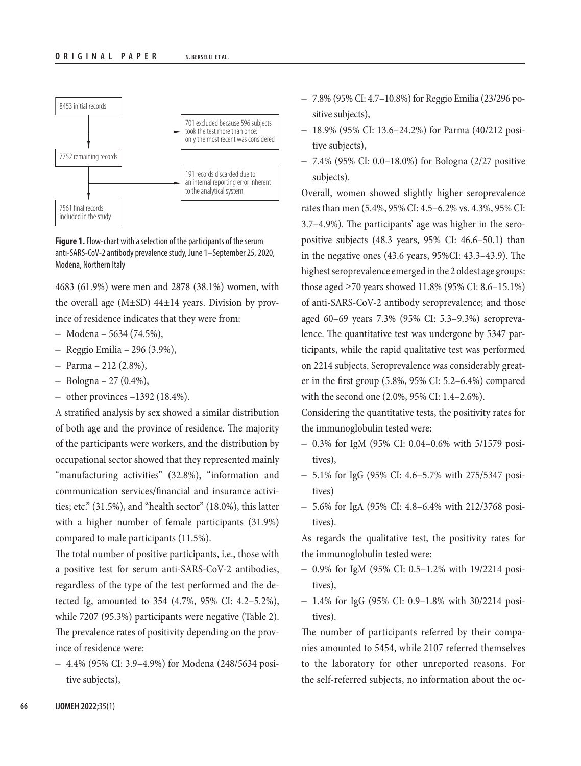8453 initial records

701 excluded because 596 subjects took the test more than once: only the most recent was considered

7752 remaining records

191 records discarded due to an internal reporting error inherent to the analytical system

7561 final records included in the study

**Figure 1.** Flow-chart with a selection of the participants of the serum anti-SARS-CoV-2 antibody prevalence study, June 1–September 25, 2020, Modena, Northern Italy

4683 (61.9%) were men and 2878 (38.1%) women, with the overall age (M±SD) 44±14 years. Division by province of residence indicates that they were from:

- Modena – 5634 (74.5%),
- Reggio Emilia – 296 (3.9%),
- Parma – 212 (2.8%),
- Bologna – 27 (0.4%),
- other provinces –1392 (18.4%).

A stratified analysis by sex showed a similar distribution of both age and the province of residence. The majority of the participants were workers, and the distribution by occupational sector showed that they represented mainly "manufacturing activities" (32.8%), "information and communication services/financial and insurance activities; etc." (31.5%), and "health sector" (18.0%), this latter with a higher number of female participants (31.9%) compared to male participants (11.5%).

The total number of positive participants, i.e., those with a positive test for serum anti-SARS-CoV-2 antibodies, regardless of the type of the test performed and the detected Ig, amounted to 354 (4.7%, 95% CI: 4.2–5.2%), while 7207 (95.3%) participants were negative (Table 2). The prevalence rates of positivity depending on the province of residence were:

- 4.4% (95% CI: 3.9–4.9%) for Modena (248/5634 positive subjects),
- 7.8% (95% CI: 4.7–10.8%) for Reggio Emilia (23/296 positive subjects),
- 18.9% (95% CI: 13.6–24.2%) for Parma (40/212 positive subjects),
- 7.4% (95% CI: 0.0–18.0%) for Bologna (2/27 positive subjects).

Overall, women showed slightly higher seroprevalence rates than men (5.4%, 95% CI: 4.5–6.2% vs. 4.3%, 95% CI: 3.7–4.9%). The participants' age was higher in the seropositive subjects (48.3 years, 95% CI: 46.6–50.1) than in the negative ones (43.6 years, 95%CI: 43.3–43.9). The highest seroprevalence emerged in the 2 oldest age groups: those aged ≥70 years showed 11.8% (95% CI: 8.6–15.1%) of anti-SARS-CoV-2 antibody seroprevalence; and those aged 60–69 years 7.3% (95% CI: 5.3–9.3%) seroprevalence. The quantitative test was undergone by 5347 participants, while the rapid qualitative test was performed on 2214 subjects. Seroprevalence was considerably greater in the first group (5.8%, 95% CI: 5.2–6.4%) compared with the second one (2.0%, 95% CI: 1.4–2.6%).

Considering the quantitative tests, the positivity rates for the immunoglobulin tested were:

- 0.3% for IgM (95% CI: 0.04–0.6% with 5/1579 positives),
- 5.1% for IgG (95% CI: 4.6–5.7% with 275/5347 positives)
- 5.6% for IgA (95% CI: 4.8–6.4% with 212/3768 positives).

As regards the qualitative test, the positivity rates for the immunoglobulin tested were:

- 0.9% for IgM (95% CI: 0.5–1.2% with 19/2214 positives),
- 1.4% for IgG (95% CI: 0.9–1.8% with 30/2214 positives).

The number of participants referred by their companies amounted to 5454, while 2107 referred themselves to the laboratory for other unreported reasons. For the self-referred subjects, no information about the oc-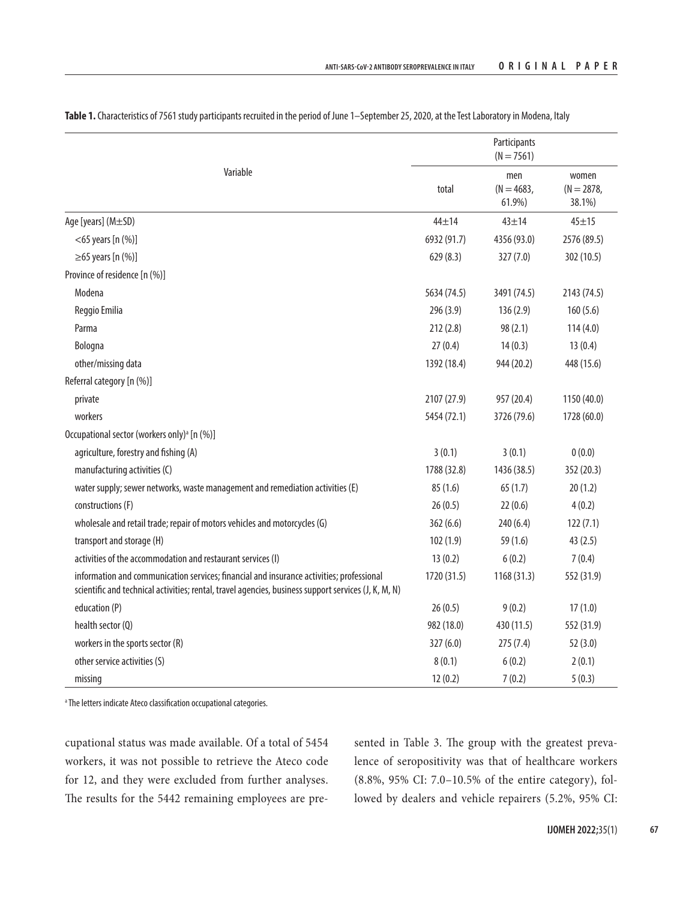**Table 1.** Characteristics of 7561 study participants recruited in the period of June 1–September 25, 2020, at the Test Laboratory in Modena, Italy

| Variable | Participants (N = 7561) | | |
|---|---|---|---|
| | total | men (N = 4683, 61.9%) | women (N = 2878, 38.1%) |
| Age [years] (M±SD) | 44±14 | 43±14 | 45±15 |
| <65 years [n (%)] | 6932 (91.7) | 4356 (93.0) | 2576 (89.5) |
| ≥65 years [n (%)] | 629 (8.3) | 327 (7.0) | 302 (10.5) |
| Province of residence [n (%)] | | | |
| Modena | 5634 (74.5) | 3491 (74.5) | 2143 (74.5) |
| Reggio Emilia | 296 (3.9) | 136 (2.9) | 160 (5.6) |
| Parma | 212 (2.8) | 98 (2.1) | 114 (4.0) |
| Bologna | 27 (0.4) | 14 (0.3) | 13 (0.4) |
| other/missing data | 1392 (18.4) | 944 (20.2) | 448 (15.6) |
| Referral category [n (%)] | | | |
| private | 2107 (27.9) | 957 (20.4) | 1150 (40.0) |
| workers | 5454 (72.1) | 3726 (79.6) | 1728 (60.0) |
| Occupational sector (workers only)[a] [n (%)] | | | |
| agriculture, forestry and fishing (A) | 3 (0.1) | 3 (0.1) | 0 (0.0) |
| manufacturing activities (C) | 1788 (32.8) | 1436 (38.5) | 352 (20.3) |
| water supply; sewer networks, waste management and remediation activities (E) | 85 (1.6) | 65 (1.7) | 20 (1.2) |
| constructions (F) | 26 (0.5) | 22 (0.6) | 4 (0.2) |
| wholesale and retail trade; repair of motors vehicles and motorcycles (G) | 362 (6.6) | 240 (6.4) | 122 (7.1) |
| transport and storage (H) | 102 (1.9) | 59 (1.6) | 43 (2.5) |
| activities of the accommodation and restaurant services (I) | 13 (0.2) | 6 (0.2) | 7 (0.4) |
| information and communication services; financial and insurance activities; professional scientific and technical activities; rental, travel agencies, business support services (J, K, M, N) | 1720 (31.5) | 1168 (31.3) | 552 (31.9) |
| education (P) | 26 (0.5) | 9 (0.2) | 17 (1.0) |
| health sector (Q) | 982 (18.0) | 430 (11.5) | 552 (31.9) |
| workers in the sports sector (R) | 327 (6.0) | 275 (7.4) | 52 (3.0) |
| other service activities (S) | 8 (0.1) | 6 (0.2) | 2 (0.1) |
| missing | 12 (0.2) | 7 (0.2) | 5 (0.3) |

[a] The letters indicate Ateco classification occupational categories.

cupational status was made available. Of a total of 5454 workers, it was not possible to retrieve the Ateco code for 12, and they were excluded from further analyses. The results for the 5442 remaining employees are presented in Table 3. The group with the greatest prevalence of seropositivity was that of healthcare workers (8.8%, 95% CI: 7.0–10.5% of the entire category), followed by dealers and vehicle repairers (5.2%, 95% CI: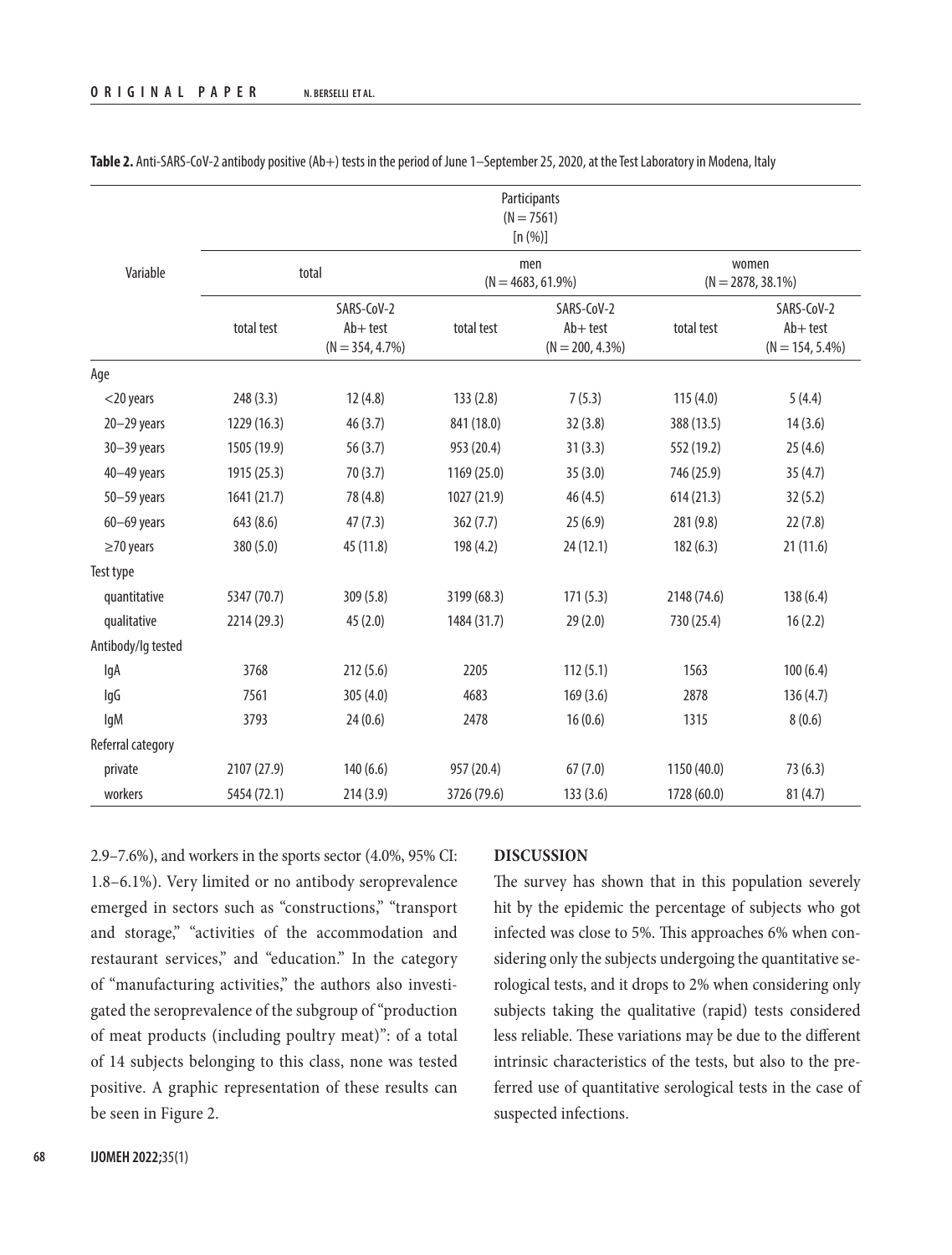**Table 2.** Anti-SARS-CoV-2 antibody positive (Ab+) tests in the period of June 1–September 25, 2020, at the Test Laboratory in Modena, Italy

| Variable | Participants (N = 7561) [n (%)] | | | | | |
|---|---|---|---|---|---|---|
| | total | | men (N = 4683, 61.9%) | | women (N = 2878, 38.1%) | |
| | total test | SARS-CoV-2 Ab+ test (N = 354, 4.7%) | total test | SARS-CoV-2 Ab+ test (N = 200, 4.3%) | total test | SARS-CoV-2 Ab+ test (N = 154, 5.4%) |
| Age | | | | | | |
| <20 years | 248 (3.3) | 12 (4.8) | 133 (2.8) | 7 (5.3) | 115 (4.0) | 5 (4.4) |
| 20–29 years | 1229 (16.3) | 46 (3.7) | 841 (18.0) | 32 (3.8) | 388 (13.5) | 14 (3.6) |
| 30–39 years | 1505 (19.9) | 56 (3.7) | 953 (20.4) | 31 (3.3) | 552 (19.2) | 25 (4.6) |
| 40–49 years | 1915 (25.3) | 70 (3.7) | 1169 (25.0) | 35 (3.0) | 746 (25.9) | 35 (4.7) |
| 50–59 years | 1641 (21.7) | 78 (4.8) | 1027 (21.9) | 46 (4.5) | 614 (21.3) | 32 (5.2) |
| 60–69 years | 643 (8.6) | 47 (7.3) | 362 (7.7) | 25 (6.9) | 281 (9.8) | 22 (7.8) |
| ≥70 years | 380 (5.0) | 45 (11.8) | 198 (4.2) | 24 (12.1) | 182 (6.3) | 21 (11.6) |
| Test type | | | | | | |
| quantitative | 5347 (70.7) | 309 (5.8) | 3199 (68.3) | 171 (5.3) | 2148 (74.6) | 138 (6.4) |
| qualitative | 2214 (29.3) | 45 (2.0) | 1484 (31.7) | 29 (2.0) | 730 (25.4) | 16 (2.2) |
| Antibody/Ig tested | | | | | | |
| IgA | 3768 | 212 (5.6) | 2205 | 112 (5.1) | 1563 | 100 (6.4) |
| IgG | 7561 | 305 (4.0) | 4683 | 169 (3.6) | 2878 | 136 (4.7) |
| IgM | 3793 | 24 (0.6) | 2478 | 16 (0.6) | 1315 | 8 (0.6) |
| Referral category | | | | | | |
| private | 2107 (27.9) | 140 (6.6) | 957 (20.4) | 67 (7.0) | 1150 (40.0) | 73 (6.3) |
| workers | 5454 (72.1) | 214 (3.9) | 3726 (79.6) | 133 (3.6) | 1728 (60.0) | 81 (4.7) |

2.9–7.6%), and workers in the sports sector (4.0%, 95% CI: 1.8–6.1%). Very limited or no antibody seroprevalence emerged in sectors such as "constructions," "transport and storage," "activities of the accommodation and restaurant services," and "education." In the category of "manufacturing activities," the authors also investigated the seroprevalence of the subgroup of "production of meat products (including poultry meat)": of a total of 14 subjects belonging to this class, none was tested positive. A graphic representation of these results can be seen in Figure 2.

## DISCUSSION

The survey has shown that in this population severely hit by the epidemic the percentage of subjects who got infected was close to 5%. This approaches 6% when considering only the subjects undergoing the quantitative serological tests, and it drops to 2% when considering only subjects taking the qualitative (rapid) tests considered less reliable. These variations may be due to the different intrinsic characteristics of the tests, but also to the preferred use of quantitative serological tests in the case of suspected infections.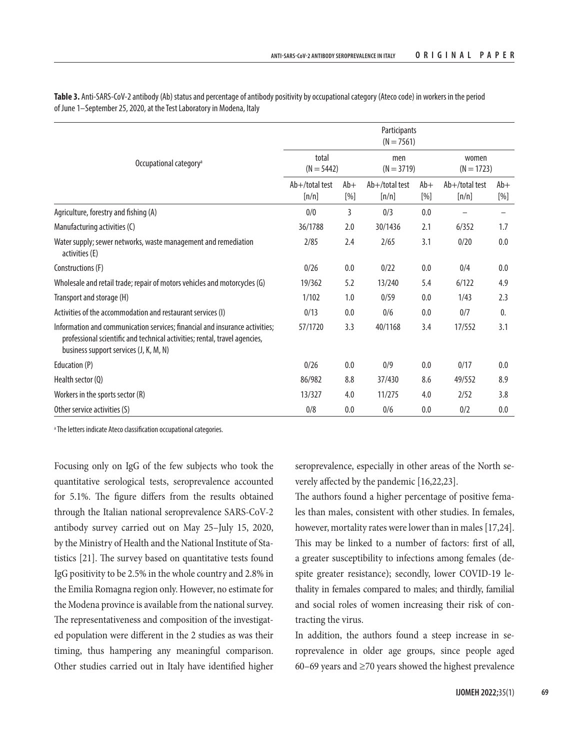**Table 3.** Anti-SARS-CoV-2 antibody (Ab) status and percentage of antibody positivity by occupational category (Ateco code) in workers in the period of June 1–September 25, 2020, at the Test Laboratory in Modena, Italy

| Occupational category[a] | Participants (N = 7561) | | | | | |
|---|---|---|---|---|---|---|
| | total (N = 5442) | | men (N = 3719) | | women (N = 1723) | |
| | Ab+/total test [n/n] | Ab+ [%] | Ab+/total test [n/n] | Ab+ [%] | Ab+/total test [n/n] | Ab+ [%] |
| Agriculture, forestry and fishing (A) | 0/0 | 3 | 0/3 | 0.0 | – | – |
| Manufacturing activities (C) | 36/1788 | 2.0 | 30/1436 | 2.1 | 6/352 | 1.7 |
| Water supply; sewer networks, waste management and remediation activities (E) | 2/85 | 2.4 | 2/65 | 3.1 | 0/20 | 0.0 |
| Constructions (F) | 0/26 | 0.0 | 0/22 | 0.0 | 0/4 | 0.0 |
| Wholesale and retail trade; repair of motors vehicles and motorcycles (G) | 19/362 | 5.2 | 13/240 | 5.4 | 6/122 | 4.9 |
| Transport and storage (H) | 1/102 | 1.0 | 0/59 | 0.0 | 1/43 | 2.3 |
| Activities of the accommodation and restaurant services (I) | 0/13 | 0.0 | 0/6 | 0.0 | 0/7 | 0. |
| Information and communication services; financial and insurance activities; professional scientific and technical activities; rental, travel agencies, business support services (J, K, M, N) | 57/1720 | 3.3 | 40/1168 | 3.4 | 17/552 | 3.1 |
| Education (P) | 0/26 | 0.0 | 0/9 | 0.0 | 0/17 | 0.0 |
| Health sector (Q) | 86/982 | 8.8 | 37/430 | 8.6 | 49/552 | 8.9 |
| Workers in the sports sector (R) | 13/327 | 4.0 | 11/275 | 4.0 | 2/52 | 3.8 |
| Other service activities (S) | 0/8 | 0.0 | 0/6 | 0.0 | 0/2 | 0.0 |

[a] The letters indicate Ateco classification occupational categories.

Focusing only on IgG of the few subjects who took the quantitative serological tests, seroprevalence accounted for 5.1%. The figure differs from the results obtained through the Italian national seroprevalence SARS-CoV-2 antibody survey carried out on May 25–July 15, 2020, by the Ministry of Health and the National Institute of Statistics [21]. The survey based on quantitative tests found IgG positivity to be 2.5% in the whole country and 2.8% in the Emilia Romagna region only. However, no estimate for the Modena province is available from the national survey. The representativeness and composition of the investigated population were different in the 2 studies as was their timing, thus hampering any meaningful comparison. Other studies carried out in Italy have identified higher seroprevalence, especially in other areas of the North severely affected by the pandemic [16,22,23].

The authors found a higher percentage of positive females than males, consistent with other studies. In females, however, mortality rates were lower than in males [17,24]. This may be linked to a number of factors: first of all, a greater susceptibility to infections among females (despite greater resistance); secondly, lower COVID-19 lethality in females compared to males; and thirdly, familial and social roles of women increasing their risk of contracting the virus.

In addition, the authors found a steep increase in seroprevalence in older age groups, since people aged 60–69 years and ≥70 years showed the highest prevalence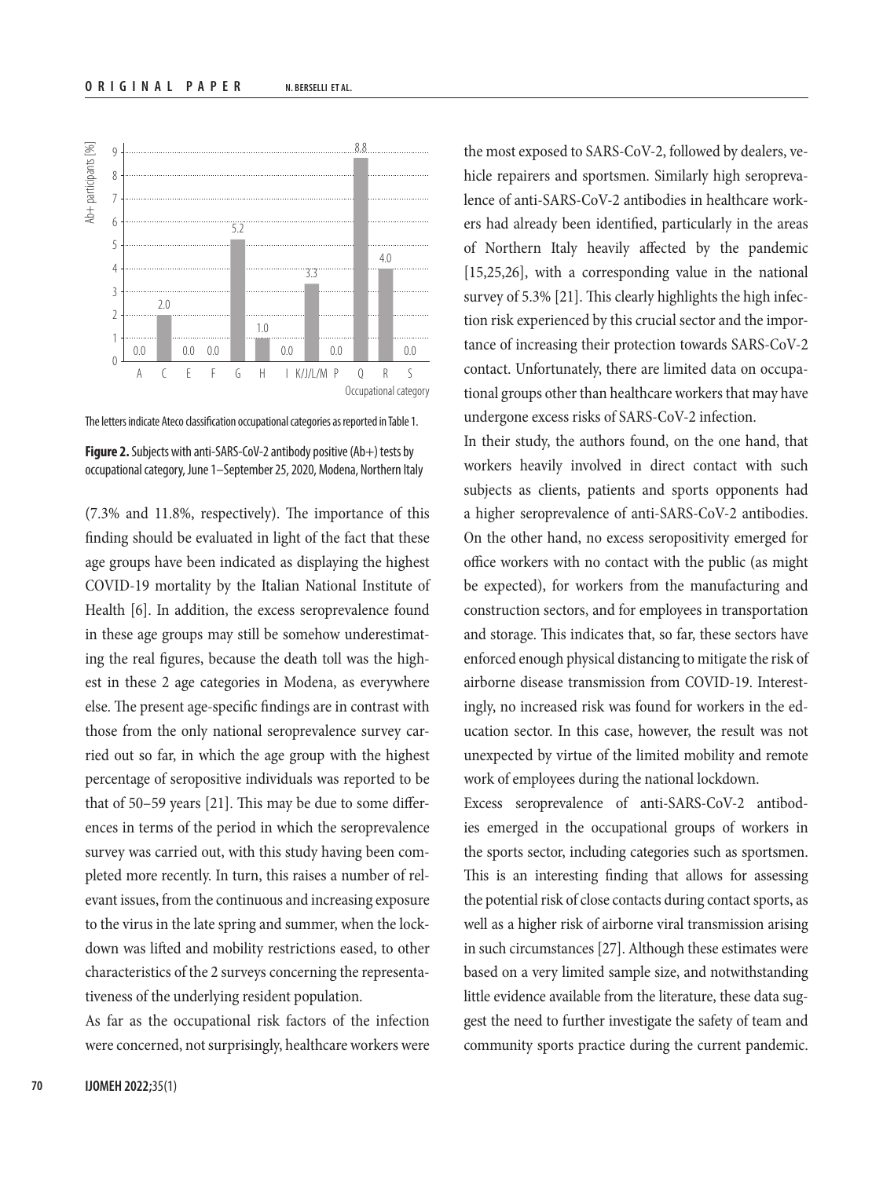The letters indicate Ateco classification occupational categories as reported in Table 1.

**Figure 2.** Subjects with anti-SARS-CoV-2 antibody positive (Ab+) tests by occupational category, June 1–September 25, 2020, Modena, Northern Italy

(7.3% and 11.8%, respectively). The importance of this finding should be evaluated in light of the fact that these age groups have been indicated as displaying the highest COVID-19 mortality by the Italian National Institute of Health [6]. In addition, the excess seroprevalence found in these age groups may still be somehow underestimating the real figures, because the death toll was the highest in these 2 age categories in Modena, as everywhere else. The present age-specific findings are in contrast with those from the only national seroprevalence survey carried out so far, in which the age group with the highest percentage of seropositive individuals was reported to be that of 50–59 years [21]. This may be due to some differences in terms of the period in which the seroprevalence survey was carried out, with this study having been completed more recently. In turn, this raises a number of relevant issues, from the continuous and increasing exposure to the virus in the late spring and summer, when the lockdown was lifted and mobility restrictions eased, to other characteristics of the 2 surveys concerning the representativeness of the underlying resident population.

As far as the occupational risk factors of the infection were concerned, not surprisingly, healthcare workers were the most exposed to SARS-CoV-2, followed by dealers, vehicle repairers and sportsmen. Similarly high seroprevalence of anti-SARS-CoV-2 antibodies in healthcare workers had already been identified, particularly in the areas of Northern Italy heavily affected by the pandemic [15,25,26], with a corresponding value in the national survey of 5.3% [21]. This clearly highlights the high infection risk experienced by this crucial sector and the importance of increasing their protection towards SARS-CoV-2 contact. Unfortunately, there are limited data on occupational groups other than healthcare workers that may have undergone excess risks of SARS-CoV-2 infection.

In their study, the authors found, on the one hand, that workers heavily involved in direct contact with such subjects as clients, patients and sports opponents had a higher seroprevalence of anti-SARS-CoV-2 antibodies. On the other hand, no excess seropositivity emerged for office workers with no contact with the public (as might be expected), for workers from the manufacturing and construction sectors, and for employees in transportation and storage. This indicates that, so far, these sectors have enforced enough physical distancing to mitigate the risk of airborne disease transmission from COVID-19. Interestingly, no increased risk was found for workers in the education sector. In this case, however, the result was not unexpected by virtue of the limited mobility and remote work of employees during the national lockdown.

Excess seroprevalence of anti-SARS-CoV-2 antibodies emerged in the occupational groups of workers in the sports sector, including categories such as sportsmen. This is an interesting finding that allows for assessing the potential risk of close contacts during contact sports, as well as a higher risk of airborne viral transmission arising in such circumstances [27]. Although these estimates were based on a very limited sample size, and notwithstanding little evidence available from the literature, these data suggest the need to further investigate the safety of team and community sports practice during the current pandemic.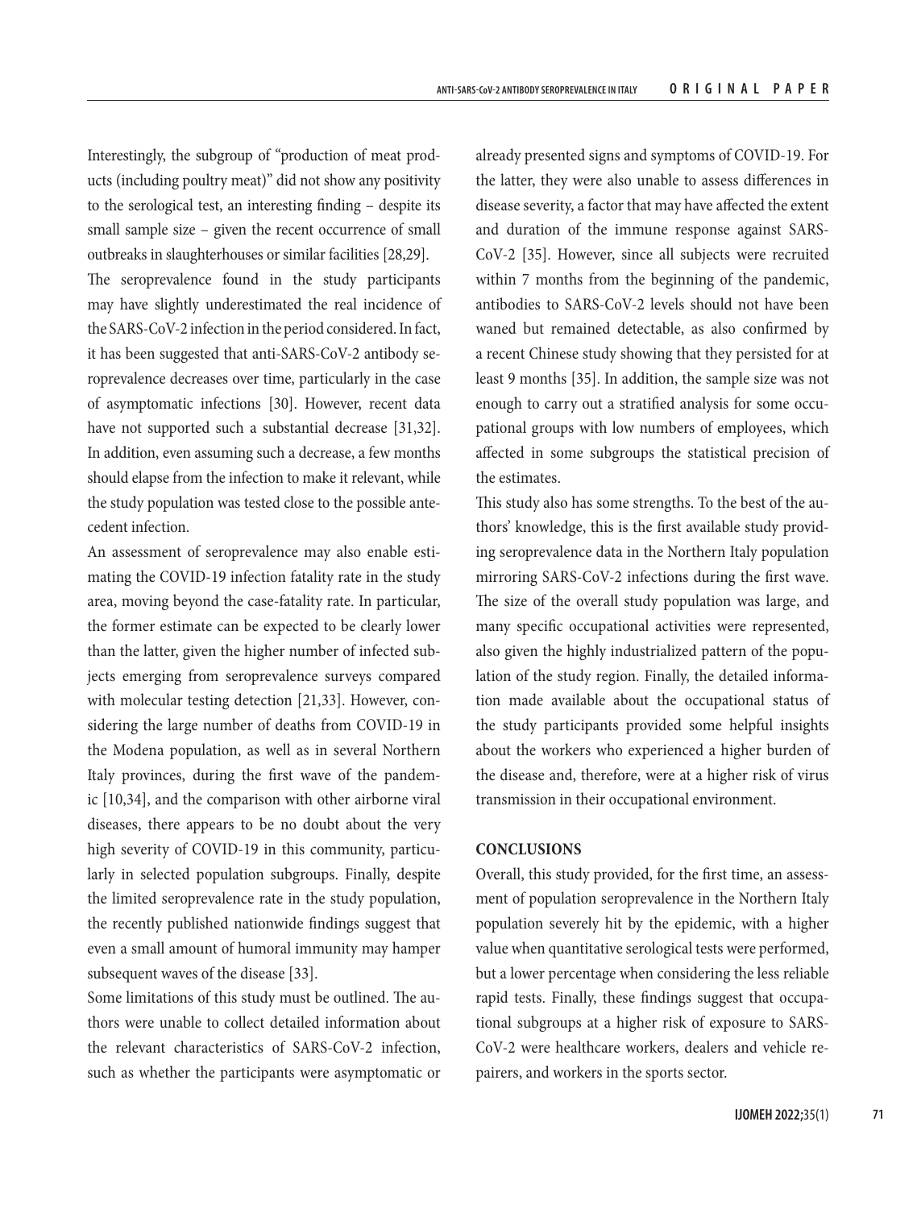Interestingly, the subgroup of "production of meat products (including poultry meat)" did not show any positivity to the serological test, an interesting finding – despite its small sample size – given the recent occurrence of small outbreaks in slaughterhouses or similar facilities [28,29].

The seroprevalence found in the study participants may have slightly underestimated the real incidence of the SARS-CoV-2 infection in the period considered. In fact, it has been suggested that anti-SARS-CoV-2 antibody seroprevalence decreases over time, particularly in the case of asymptomatic infections [30]. However, recent data have not supported such a substantial decrease [31,32]. In addition, even assuming such a decrease, a few months should elapse from the infection to make it relevant, while the study population was tested close to the possible antecedent infection.

An assessment of seroprevalence may also enable estimating the COVID-19 infection fatality rate in the study area, moving beyond the case-fatality rate. In particular, the former estimate can be expected to be clearly lower than the latter, given the higher number of infected subjects emerging from seroprevalence surveys compared with molecular testing detection [21,33]. However, considering the large number of deaths from COVID-19 in the Modena population, as well as in several Northern Italy provinces, during the first wave of the pandemic [10,34], and the comparison with other airborne viral diseases, there appears to be no doubt about the very high severity of COVID-19 in this community, particularly in selected population subgroups. Finally, despite the limited seroprevalence rate in the study population, the recently published nationwide findings suggest that even a small amount of humoral immunity may hamper subsequent waves of the disease [33].

Some limitations of this study must be outlined. The authors were unable to collect detailed information about the relevant characteristics of SARS-CoV-2 infection, such as whether the participants were asymptomatic or already presented signs and symptoms of COVID-19. For the latter, they were also unable to assess differences in disease severity, a factor that may have affected the extent and duration of the immune response against SARS-CoV-2 [35]. However, since all subjects were recruited within 7 months from the beginning of the pandemic, antibodies to SARS-CoV-2 levels should not have been waned but remained detectable, as also confirmed by a recent Chinese study showing that they persisted for at least 9 months [35]. In addition, the sample size was not enough to carry out a stratified analysis for some occupational groups with low numbers of employees, which affected in some subgroups the statistical precision of the estimates.

This study also has some strengths. To the best of the authors' knowledge, this is the first available study providing seroprevalence data in the Northern Italy population mirroring SARS-CoV-2 infections during the first wave. The size of the overall study population was large, and many specific occupational activities were represented, also given the highly industrialized pattern of the population of the study region. Finally, the detailed information made available about the occupational status of the study participants provided some helpful insights about the workers who experienced a higher burden of the disease and, therefore, were at a higher risk of virus transmission in their occupational environment.

## CONCLUSIONS

Overall, this study provided, for the first time, an assessment of population seroprevalence in the Northern Italy population severely hit by the epidemic, with a higher value when quantitative serological tests were performed, but a lower percentage when considering the less reliable rapid tests. Finally, these findings suggest that occupational subgroups at a higher risk of exposure to SARS-CoV-2 were healthcare workers, dealers and vehicle repairers, and workers in the sports sector.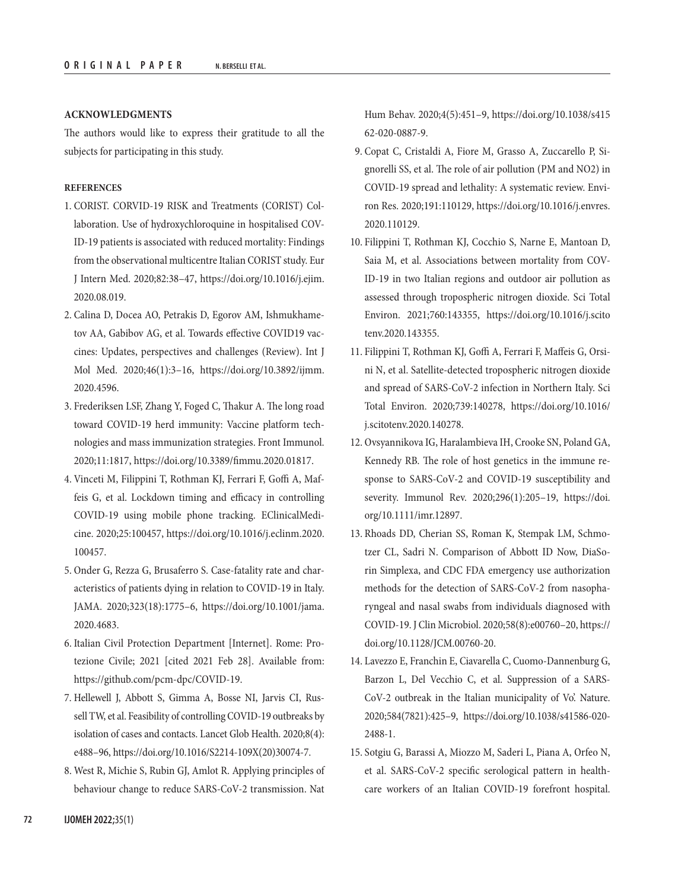### ACKNOWLEDGMENTS

The authors would like to express their gratitude to all the subjects for participating in this study.

### REFERENCES

1. CORIST. CORVID-19 RISK and Treatments (CORIST) Collaboration. Use of hydroxychloroquine in hospitalised COVID-19 patients is associated with reduced mortality: Findings from the observational multicentre Italian CORIST study. Eur J Intern Med. 2020;82:38–47, https://doi.org/10.1016/j.ejim.2020.08.019.
2. Calina D, Docea AO, Petrakis D, Egorov AM, Ishmukhametov AA, Gabibov AG, et al. Towards effective COVID19 vaccines: Updates, perspectives and challenges (Review). Int J Mol Med. 2020;46(1):3–16, https://doi.org/10.3892/ijmm.2020.4596.
3. Frederiksen LSF, Zhang Y, Foged C, Thakur A. The long road toward COVID-19 herd immunity: Vaccine platform technologies and mass immunization strategies. Front Immunol. 2020;11:1817, https://doi.org/10.3389/fimmu.2020.01817.
4. Vinceti M, Filippini T, Rothman KJ, Ferrari F, Goffi A, Maffeis G, et al. Lockdown timing and efficacy in controlling COVID-19 using mobile phone tracking. EClinicalMedicine. 2020;25:100457, https://doi.org/10.1016/j.eclinm.2020.100457.
5. Onder G, Rezza G, Brusaferro S. Case-fatality rate and characteristics of patients dying in relation to COVID-19 in Italy. JAMA. 2020;323(18):1775–6, https://doi.org/10.1001/jama.2020.4683.
6. Italian Civil Protection Department [Internet]. Rome: Protezione Civile; 2021 [cited 2021 Feb 28]. Available from: https://github.com/pcm-dpc/COVID-19.
7. Hellewell J, Abbott S, Gimma A, Bosse NI, Jarvis CI, Russell TW, et al. Feasibility of controlling COVID-19 outbreaks by isolation of cases and contacts. Lancet Glob Health. 2020;8(4):e488–96, https://doi.org/10.1016/S2214-109X(20)30074-7.
8. West R, Michie S, Rubin GJ, Amlot R. Applying principles of behaviour change to reduce SARS-CoV-2 transmission. Nat Hum Behav. 2020;4(5):451–9, https://doi.org/10.1038/s41562-020-0887-9.
9. Copat C, Cristaldi A, Fiore M, Grasso A, Zuccarello P, Signorelli SS, et al. The role of air pollution (PM and NO2) in COVID-19 spread and lethality: A systematic review. Environ Res. 2020;191:110129, https://doi.org/10.1016/j.envres.2020.110129.
10. Filippini T, Rothman KJ, Cocchio S, Narne E, Mantoan D, Saia M, et al. Associations between mortality from COVID-19 in two Italian regions and outdoor air pollution as assessed through tropospheric nitrogen dioxide. Sci Total Environ. 2021;760:143355, https://doi.org/10.1016/j.scitotenv.2020.143355.
11. Filippini T, Rothman KJ, Goffi A, Ferrari F, Maffeis G, Orsini N, et al. Satellite-detected tropospheric nitrogen dioxide and spread of SARS-CoV-2 infection in Northern Italy. Sci Total Environ. 2020;739:140278, https://doi.org/10.1016/j.scitotenv.2020.140278.
12. Ovsyannikova IG, Haralambieva IH, Crooke SN, Poland GA, Kennedy RB. The role of host genetics in the immune response to SARS-CoV-2 and COVID-19 susceptibility and severity. Immunol Rev. 2020;296(1):205–19, https://doi.org/10.1111/imr.12897.
13. Rhoads DD, Cherian SS, Roman K, Stempak LM, Schmotzer CL, Sadri N. Comparison of Abbott ID Now, DiaSorin Simplexa, and CDC FDA emergency use authorization methods for the detection of SARS-CoV-2 from nasopharyngeal and nasal swabs from individuals diagnosed with COVID-19. J Clin Microbiol. 2020;58(8):e00760–20, https://doi.org/10.1128/JCM.00760-20.
14. Lavezzo E, Franchin E, Ciavarella C, Cuomo-Dannenburg G, Barzon L, Del Vecchio C, et al. Suppression of a SARS-CoV-2 outbreak in the Italian municipality of Vo'. Nature. 2020;584(7821):425–9, https://doi.org/10.1038/s41586-020-2488-1.
15. Sotgiu G, Barassi A, Miozzo M, Saderi L, Piana A, Orfeo N, et al. SARS-CoV-2 specific serological pattern in healthcare workers of an Italian COVID-19 forefront hospital.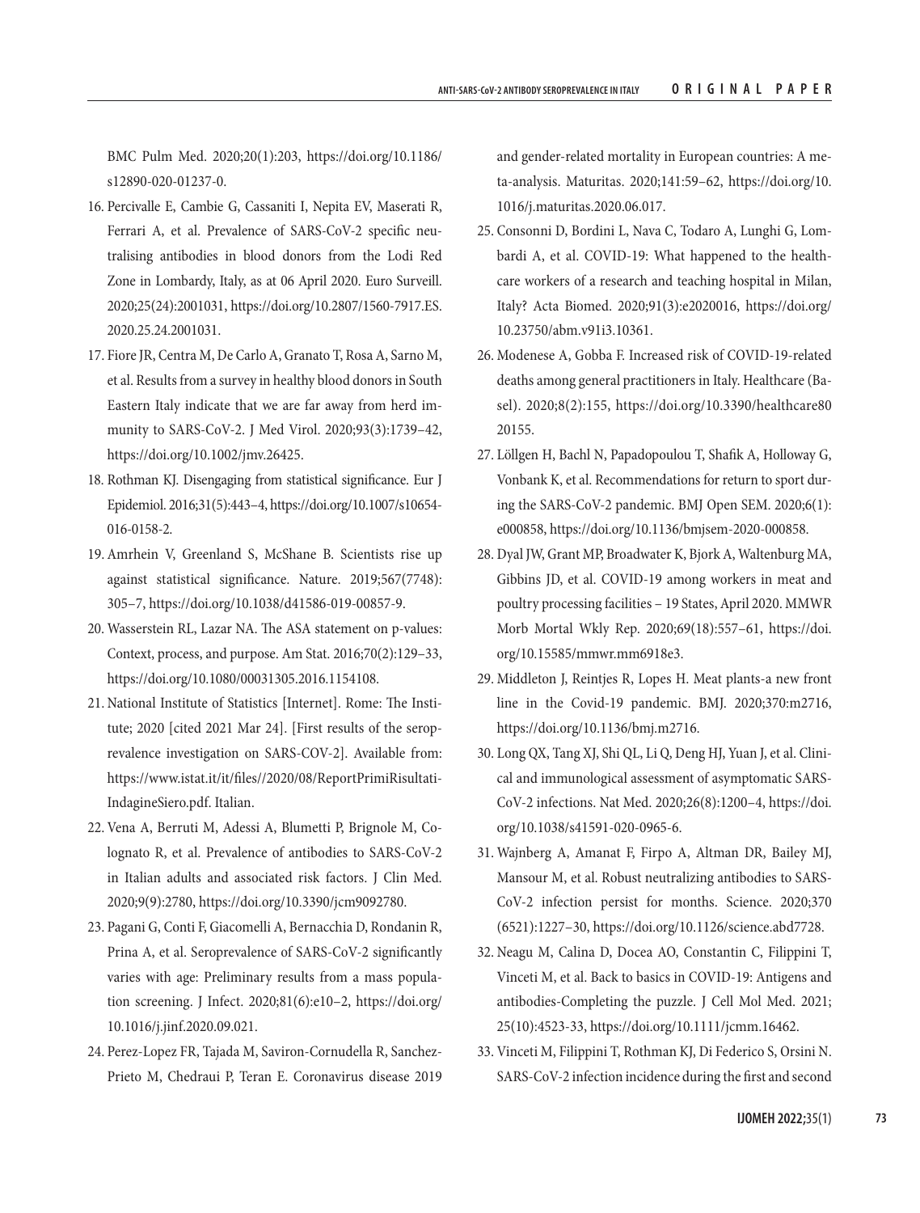BMC Pulm Med. 2020;20(1):203, https://doi.org/10.1186/s12890-020-01237-0.

16. Percivalle E, Cambie G, Cassaniti I, Nepita EV, Maserati R, Ferrari A, et al. Prevalence of SARS-CoV-2 specific neutralising antibodies in blood donors from the Lodi Red Zone in Lombardy, Italy, as at 06 April 2020. Euro Surveill. 2020;25(24):2001031, https://doi.org/10.2807/1560-7917.ES.2020.25.24.2001031.
17. Fiore JR, Centra M, De Carlo A, Granato T, Rosa A, Sarno M, et al. Results from a survey in healthy blood donors in South Eastern Italy indicate that we are far away from herd immunity to SARS-CoV-2. J Med Virol. 2020;93(3):1739–42, https://doi.org/10.1002/jmv.26425.
18. Rothman KJ. Disengaging from statistical significance. Eur J Epidemiol. 2016;31(5):443–4, https://doi.org/10.1007/s10654-016-0158-2.
19. Amrhein V, Greenland S, McShane B. Scientists rise up against statistical significance. Nature. 2019;567(7748): 305–7, https://doi.org/10.1038/d41586-019-00857-9.
20. Wasserstein RL, Lazar NA. The ASA statement on p-values: Context, process, and purpose. Am Stat. 2016;70(2):129–33, https://doi.org/10.1080/00031305.2016.1154108.
21. National Institute of Statistics [Internet]. Rome: The Institute; 2020 [cited 2021 Mar 24]. [First results of the seroprevalence investigation on SARS-COV-2]. Available from: https://www.istat.it/it/files//2020/08/ReportPrimiRisultati-IndagineSiero.pdf. Italian.
22. Vena A, Berruti M, Adessi A, Blumetti P, Brignole M, Colognato R, et al. Prevalence of antibodies to SARS-CoV-2 in Italian adults and associated risk factors. J Clin Med. 2020;9(9):2780, https://doi.org/10.3390/jcm9092780.
23. Pagani G, Conti F, Giacomelli A, Bernacchia D, Rondanin R, Prina A, et al. Seroprevalence of SARS-CoV-2 significantly varies with age: Preliminary results from a mass population screening. J Infect. 2020;81(6):e10–2, https://doi.org/10.1016/j.jinf.2020.09.021.
24. Perez-Lopez FR, Tajada M, Saviron-Cornudella R, Sanchez-Prieto M, Chedraui P, Teran E. Coronavirus disease 2019 and gender-related mortality in European countries: A meta-analysis. Maturitas. 2020;141:59–62, https://doi.org/10.1016/j.maturitas.2020.06.017.
25. Consonni D, Bordini L, Nava C, Todaro A, Lunghi G, Lombardi A, et al. COVID-19: What happened to the healthcare workers of a research and teaching hospital in Milan, Italy? Acta Biomed. 2020;91(3):e2020016, https://doi.org/10.23750/abm.v91i3.10361.
26. Modenese A, Gobba F. Increased risk of COVID-19-related deaths among general practitioners in Italy. Healthcare (Basel). 2020;8(2):155, https://doi.org/10.3390/healthcare8020155.
27. Löllgen H, Bachl N, Papadopoulou T, Shafik A, Holloway G, Vonbank K, et al. Recommendations for return to sport during the SARS-CoV-2 pandemic. BMJ Open SEM. 2020;6(1): e000858, https://doi.org/10.1136/bmjsem-2020-000858.
28. Dyal JW, Grant MP, Broadwater K, Bjork A, Waltenburg MA, Gibbins JD, et al. COVID-19 among workers in meat and poultry processing facilities – 19 States, April 2020. MMWR Morb Mortal Wkly Rep. 2020;69(18):557–61, https://doi.org/10.15585/mmwr.mm6918e3.
29. Middleton J, Reintjes R, Lopes H. Meat plants-a new front line in the Covid-19 pandemic. BMJ. 2020;370:m2716, https://doi.org/10.1136/bmj.m2716.
30. Long QX, Tang XJ, Shi QL, Li Q, Deng HJ, Yuan J, et al. Clinical and immunological assessment of asymptomatic SARS-CoV-2 infections. Nat Med. 2020;26(8):1200–4, https://doi.org/10.1038/s41591-020-0965-6.
31. Wajnberg A, Amanat F, Firpo A, Altman DR, Bailey MJ, Mansour M, et al. Robust neutralizing antibodies to SARS-CoV-2 infection persist for months. Science. 2020;370 (6521):1227–30, https://doi.org/10.1126/science.abd7728.
32. Neagu M, Calina D, Docea AO, Constantin C, Filippini T, Vinceti M, et al. Back to basics in COVID-19: Antigens and antibodies-Completing the puzzle. J Cell Mol Med. 2021; 25(10):4523-33, https://doi.org/10.1111/jcmm.16462.
33. Vinceti M, Filippini T, Rothman KJ, Di Federico S, Orsini N. SARS-CoV-2 infection incidence during the first and second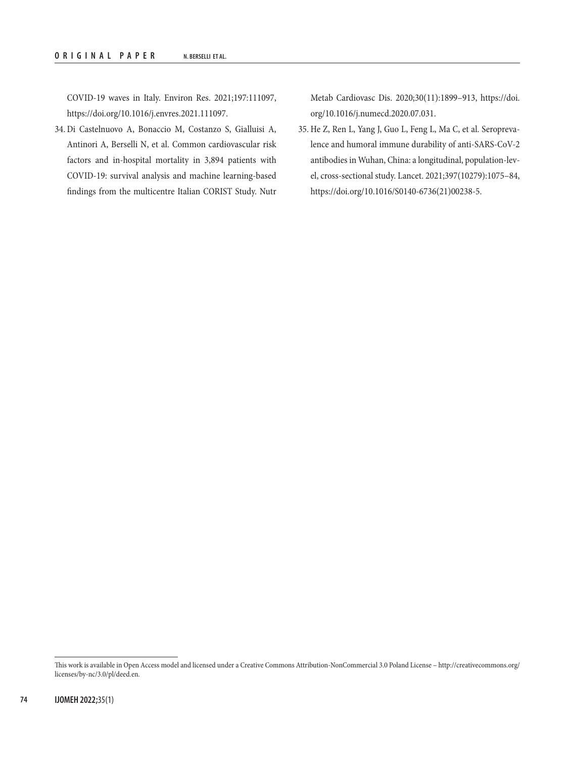COVID-19 waves in Italy. Environ Res. 2021;197:111097, https://doi.org/10.1016/j.envres.2021.111097.

34. Di Castelnuovo A, Bonaccio M, Costanzo S, Gialluisi A, Antinori A, Berselli N, et al. Common cardiovascular risk factors and in-hospital mortality in 3,894 patients with COVID-19: survival analysis and machine learning-based findings from the multicentre Italian CORIST Study. Nutr Metab Cardiovasc Dis. 2020;30(11):1899–913, https://doi.org/10.1016/j.numecd.2020.07.031.

35. He Z, Ren L, Yang J, Guo L, Feng L, Ma C, et al. Seroprevalence and humoral immune durability of anti-SARS-CoV-2 antibodies in Wuhan, China: a longitudinal, population-level, cross-sectional study. Lancet. 2021;397(10279):1075–84, https://doi.org/10.1016/S0140-6736(21)00238-5.

This work is available in Open Access model and licensed under a Creative Commons Attribution-NonCommercial 3.0 Poland License – http://creativecommons.org/licenses/by-nc/3.0/pl/deed.en.